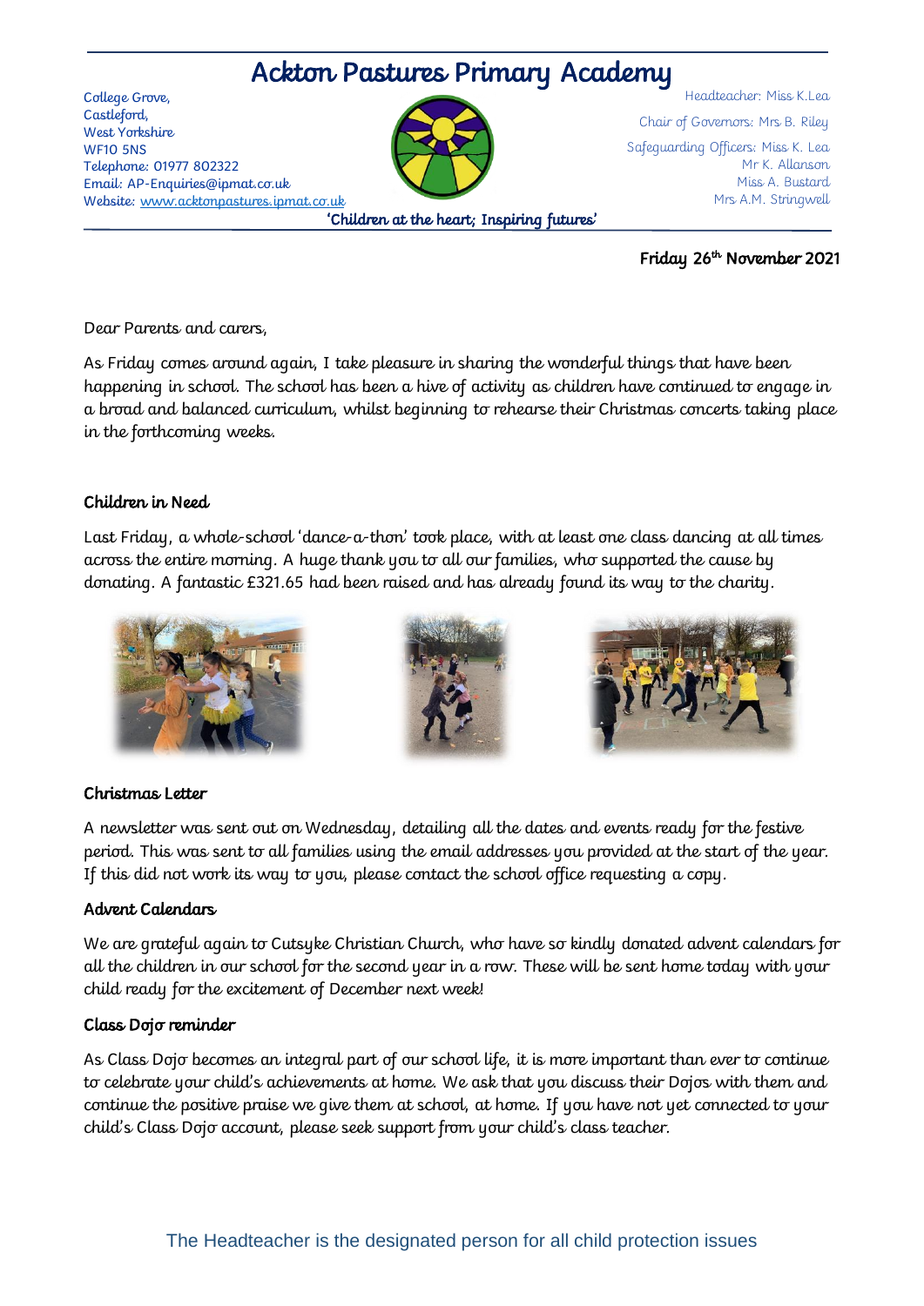# Ackton Pastures Primary Academy

College Grove,
Castleford,
West Yorkshire
WF10 5NS
Telephone: 01977 802322
Email: AP-Enquiries@ipmat.co.uk
Website: www.acktonpastures.ipmat.co.uk

Headteacher: Miss K.Lea
Chair of Governors: Mrs B. Riley
Safeguarding Officers: Miss K. Lea
Mr K. Allanson
Miss A. Bustard
Mrs A.M. Stringwell

'Children at the heart; Inspiring futures'

**Friday 26th November 2021**

Dear Parents and carers,

As Friday comes around again, I take pleasure in sharing the wonderful things that have been happening in school. The school has been a hive of activity as children have continued to engage in a broad and balanced curriculum, whilst beginning to rehearse their Christmas concerts taking place in the forthcoming weeks.

**Children in Need**

Last Friday, a whole-school 'dance-a-thon' took place, with at least one class dancing at all times across the entire morning. A huge thank you to all our families, who supported the cause by donating. A fantastic £321.65 had been raised and has already found its way to the charity.

**Christmas Letter**

A newsletter was sent out on Wednesday, detailing all the dates and events ready for the festive period. This was sent to all families using the email addresses you provided at the start of the year. If this did not work its way to you, please contact the school office requesting a copy.

**Advent Calendars**

We are grateful again to Cutsyke Christian Church, who have so kindly donated advent calendars for all the children in our school for the second year in a row. These will be sent home today with your child ready for the excitement of December next week!

**Class Dojo reminder**

As Class Dojo becomes an integral part of our school life, it is more important than ever to continue to celebrate your child's achievements at home. We ask that you discuss their Dojos with them and continue the positive praise we give them at school, at home. If you have not yet connected to your child's Class Dojo account, please seek support from your child's class teacher.

The Headteacher is the designated person for all child protection issues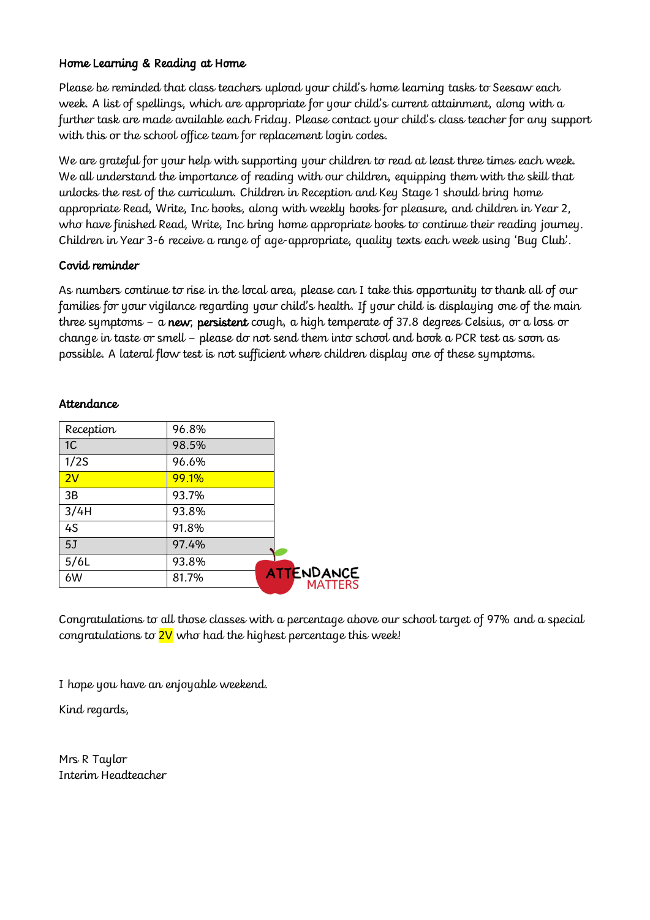## Home Learning & Reading at Home

Please be reminded that class teachers upload your child's home learning tasks to Seesaw each week. A list of spellings, which are appropriate for your child's current attainment, along with a further task are made available each Friday. Please contact your child's class teacher for any support with this or the school office team for replacement login codes.

We are grateful for your help with supporting your children to read at least three times each week. We all understand the importance of reading with our children, equipping them with the skill that unlocks the rest of the curriculum. Children in Reception and Key Stage 1 should bring home appropriate Read, Write, Inc books, along with weekly books for pleasure, and children in Year 2, who have finished Read, Write, Inc bring home appropriate books to continue their reading journey. Children in Year 3-6 receive a range of age-appropriate, quality texts each week using 'Bug Club'.

## Covid reminder

As numbers continue to rise in the local area, please can I take this opportunity to thank all of our families for your vigilance regarding your child's health. If your child is displaying one of the main three symptoms – a **new**, **persistent** cough, a high temperate of 37.8 degrees Celsius, or a loss or change in taste or smell – please do not send them into school and book a PCR test as soon as possible. A lateral flow test is not sufficient where children display one of these symptoms.

## Attendance

| | |
|---|---|
| Reception | 96.8% |
| 1C | 98.5% |
| 1/2S | 96.6% |
| 2V | 99.1% |
| 3B | 93.7% |
| 3/4H | 93.8% |
| 4S | 91.8% |
| 5J | 97.4% |
| 5/6L | 93.8% |
| 6W | 81.7% |

ATTENDANCE MATTERS

Congratulations to all those classes with a percentage above our school target of 97% and a special congratulations to 2V who had the highest percentage this week!

I hope you have an enjoyable weekend.

Kind regards,

Mrs R Taylor
Interim Headteacher